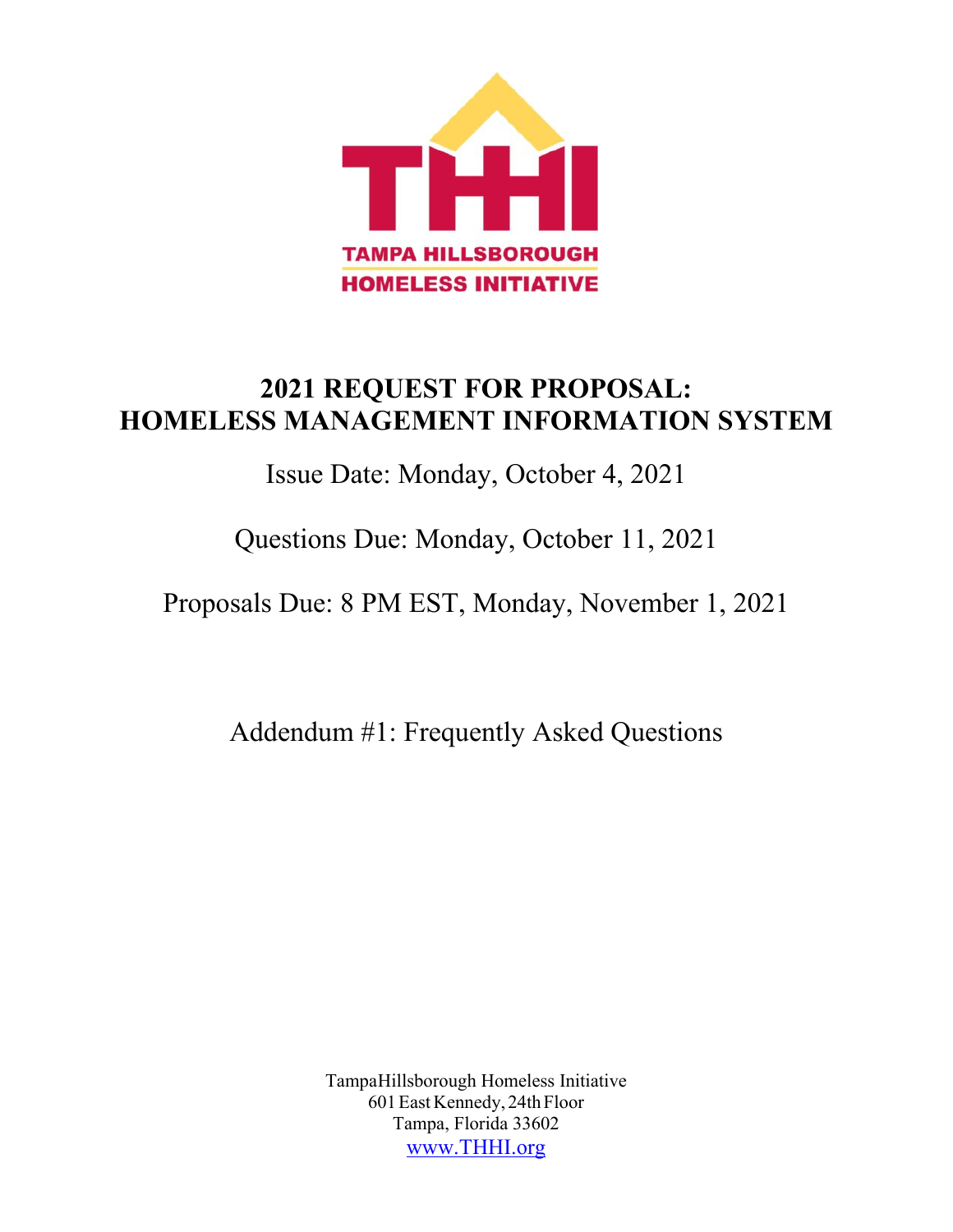THHI

TAMPA HILLSBOROUGH
HOMELESS INITIATIVE

# 2021 REQUEST FOR PROPOSAL: HOMELESS MANAGEMENT INFORMATION SYSTEM

Issue Date: Monday, October 4, 2021

Questions Due: Monday, October 11, 2021

Proposals Due: 8 PM EST, Monday, November 1, 2021

Addendum #1: Frequently Asked Questions

TampaHillsborough Homeless Initiative
601 East Kennedy, 24th Floor
Tampa, Florida 33602
www.THHI.org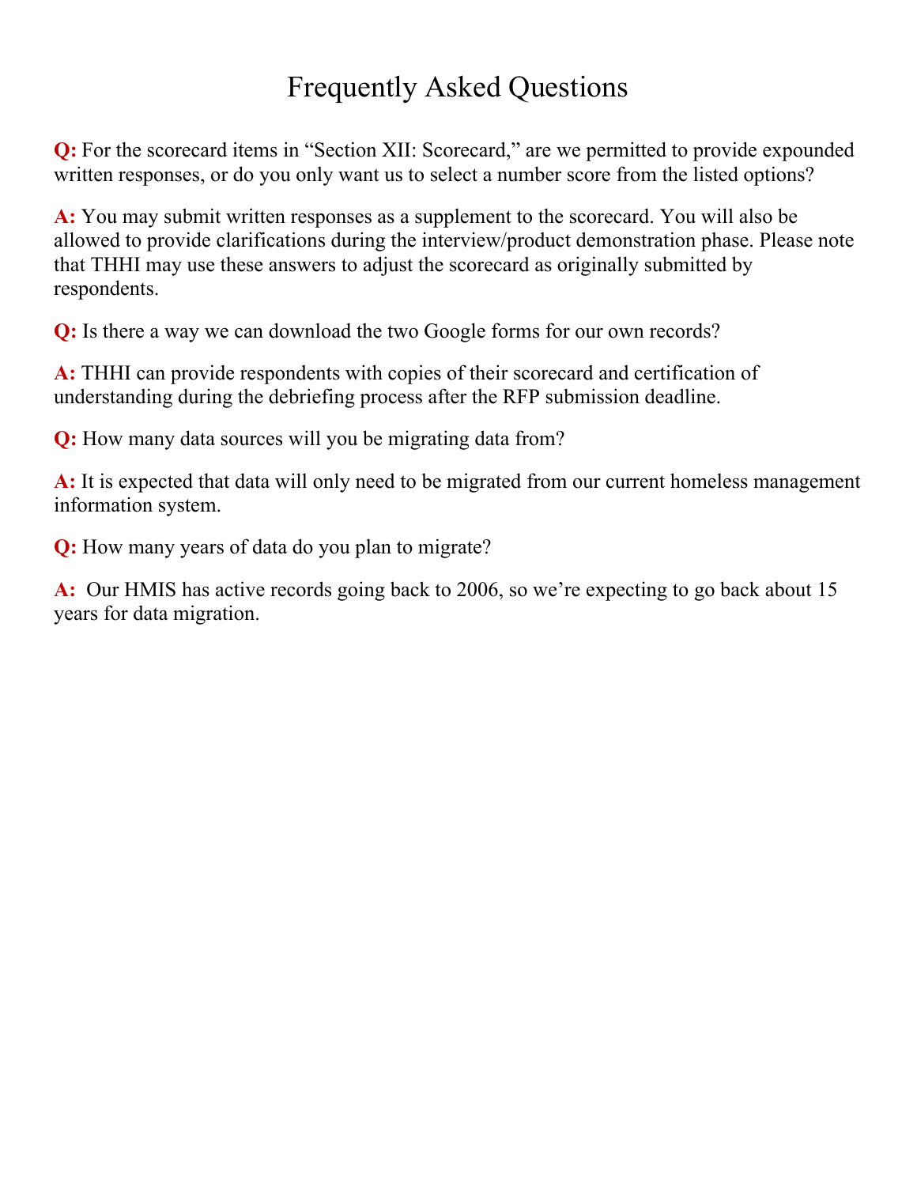# Frequently Asked Questions

**Q:** For the scorecard items in "Section XII: Scorecard," are we permitted to provide expounded written responses, or do you only want us to select a number score from the listed options?

**A:** You may submit written responses as a supplement to the scorecard. You will also be allowed to provide clarifications during the interview/product demonstration phase. Please note that THHI may use these answers to adjust the scorecard as originally submitted by respondents.

**Q:** Is there a way we can download the two Google forms for our own records?

**A:** THHI can provide respondents with copies of their scorecard and certification of understanding during the debriefing process after the RFP submission deadline.

**Q:** How many data sources will you be migrating data from?

**A:** It is expected that data will only need to be migrated from our current homeless management information system.

**Q:** How many years of data do you plan to migrate?

**A:** Our HMIS has active records going back to 2006, so we're expecting to go back about 15 years for data migration.